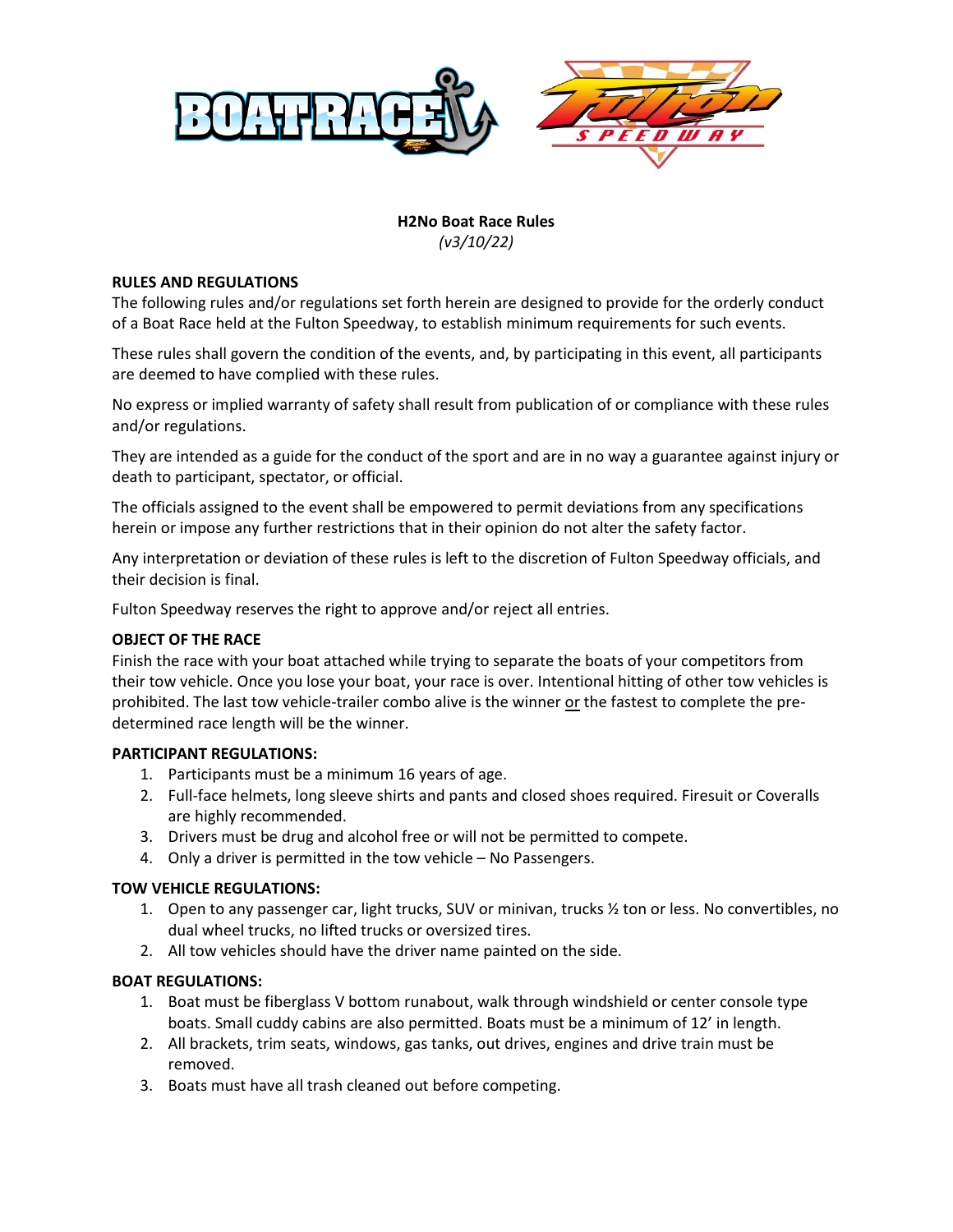**H2No Boat Race Rules**
*(v3/10/22)*

**RULES AND REGULATIONS**

The following rules and/or regulations set forth herein are designed to provide for the orderly conduct of a Boat Race held at the Fulton Speedway, to establish minimum requirements for such events.

These rules shall govern the condition of the events, and, by participating in this event, all participants are deemed to have complied with these rules.

No express or implied warranty of safety shall result from publication of or compliance with these rules and/or regulations.

They are intended as a guide for the conduct of the sport and are in no way a guarantee against injury or death to participant, spectator, or official.

The officials assigned to the event shall be empowered to permit deviations from any specifications herein or impose any further restrictions that in their opinion do not alter the safety factor.

Any interpretation or deviation of these rules is left to the discretion of Fulton Speedway officials, and their decision is final.

Fulton Speedway reserves the right to approve and/or reject all entries.

**OBJECT OF THE RACE**

Finish the race with your boat attached while trying to separate the boats of your competitors from their tow vehicle. Once you lose your boat, your race is over. Intentional hitting of other tow vehicles is prohibited. The last tow vehicle-trailer combo alive is the winner <u>or</u> the fastest to complete the pre-determined race length will be the winner.

**PARTICIPANT REGULATIONS:**

1. Participants must be a minimum 16 years of age.
2. Full-face helmets, long sleeve shirts and pants and closed shoes required. Firesuit or Coveralls are highly recommended.
3. Drivers must be drug and alcohol free or will not be permitted to compete.
4. Only a driver is permitted in the tow vehicle – No Passengers.

**TOW VEHICLE REGULATIONS:**

1. Open to any passenger car, light trucks, SUV or minivan, trucks ½ ton or less. No convertibles, no dual wheel trucks, no lifted trucks or oversized tires.
2. All tow vehicles should have the driver name painted on the side.

**BOAT REGULATIONS:**

1. Boat must be fiberglass V bottom runabout, walk through windshield or center console type boats. Small cuddy cabins are also permitted. Boats must be a minimum of 12' in length.
2. All brackets, trim seats, windows, gas tanks, out drives, engines and drive train must be removed.
3. Boats must have all trash cleaned out before competing.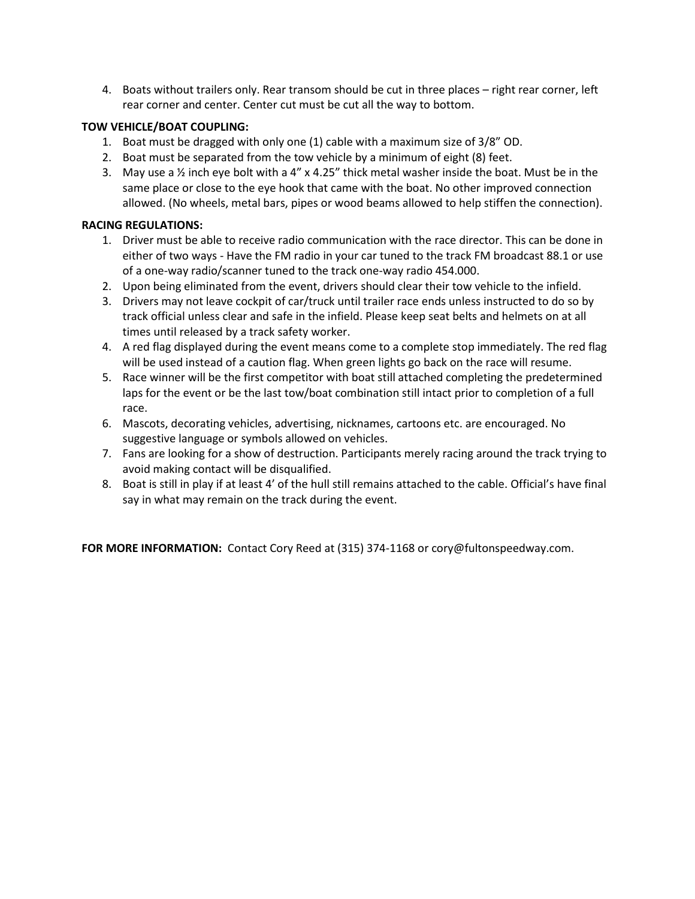4. Boats without trailers only. Rear transom should be cut in three places – right rear corner, left rear corner and center. Center cut must be cut all the way to bottom.

**TOW VEHICLE/BOAT COUPLING:**

1. Boat must be dragged with only one (1) cable with a maximum size of 3/8" OD.
2. Boat must be separated from the tow vehicle by a minimum of eight (8) feet.
3. May use a ½ inch eye bolt with a 4" x 4.25" thick metal washer inside the boat. Must be in the same place or close to the eye hook that came with the boat. No other improved connection allowed. (No wheels, metal bars, pipes or wood beams allowed to help stiffen the connection).

**RACING REGULATIONS:**

1. Driver must be able to receive radio communication with the race director. This can be done in either of two ways - Have the FM radio in your car tuned to the track FM broadcast 88.1 or use of a one-way radio/scanner tuned to the track one-way radio 454.000.
2. Upon being eliminated from the event, drivers should clear their tow vehicle to the infield.
3. Drivers may not leave cockpit of car/truck until trailer race ends unless instructed to do so by track official unless clear and safe in the infield. Please keep seat belts and helmets on at all times until released by a track safety worker.
4. A red flag displayed during the event means come to a complete stop immediately. The red flag will be used instead of a caution flag. When green lights go back on the race will resume.
5. Race winner will be the first competitor with boat still attached completing the predetermined laps for the event or be the last tow/boat combination still intact prior to completion of a full race.
6. Mascots, decorating vehicles, advertising, nicknames, cartoons etc. are encouraged. No suggestive language or symbols allowed on vehicles.
7. Fans are looking for a show of destruction. Participants merely racing around the track trying to avoid making contact will be disqualified.
8. Boat is still in play if at least 4' of the hull still remains attached to the cable. Official's have final say in what may remain on the track during the event.

**FOR MORE INFORMATION:** Contact Cory Reed at (315) 374-1168 or cory@fultonspeedway.com.